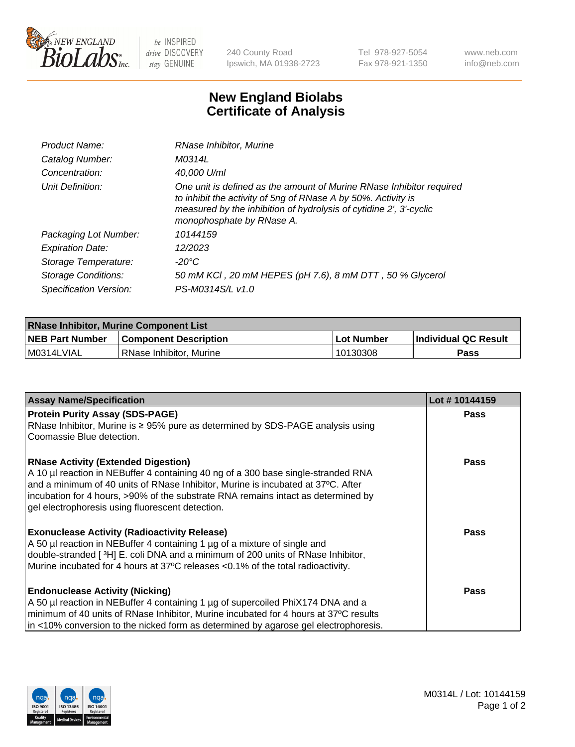240 County Road
Ipswich, MA 01938-2723

Tel 978-927-5054
Fax 978-921-1350

www.neb.com
info@neb.com

# New England Biolabs
# Certificate of Analysis

| | |
|---|---|
| *Product Name:* | *RNase Inhibitor, Murine* |
| *Catalog Number:* | *M0314L* |
| *Concentration:* | *40,000 U/ml* |
| *Unit Definition:* | *One unit is defined as the amount of Murine RNase Inhibitor required to inhibit the activity of 5ng of RNase A by 50%. Activity is measured by the inhibition of hydrolysis of cytidine 2', 3'-cyclic monophosphate by RNase A.* |
| *Packaging Lot Number:* | *10144159* |
| *Expiration Date:* | *12/2023* |
| *Storage Temperature:* | *-20°C* |
| *Storage Conditions:* | *50 mM KCl , 20 mM HEPES (pH 7.6), 8 mM DTT , 50 % Glycerol* |
| *Specification Version:* | *PS-M0314S/L v1.0* |

| RNase Inhibitor, Murine Component List | | | |
|---|---|---|---|
| **NEB Part Number** | **Component Description** | **Lot Number** | **Individual QC Result** |
| M0314LVIAL | RNase Inhibitor, Murine | 10130308 | **Pass** |

| Assay Name/Specification | Lot # 10144159 |
|---|---|
| **Protein Purity Assay (SDS-PAGE)**<br>RNase Inhibitor, Murine is ≥ 95% pure as determined by SDS-PAGE analysis using Coomassie Blue detection. | **Pass** |
| **RNase Activity (Extended Digestion)**<br>A 10 µl reaction in NEBuffer 4 containing 40 ng of a 300 base single-stranded RNA and a minimum of 40 units of RNase Inhibitor, Murine is incubated at 37°C. After incubation for 4 hours, >90% of the substrate RNA remains intact as determined by gel electrophoresis using fluorescent detection. | **Pass** |
| **Exonuclease Activity (Radioactivity Release)**<br>A 50 µl reaction in NEBuffer 4 containing 1 µg of a mixture of single and double-stranded [ $^{3}$H] E. coli DNA and a minimum of 200 units of RNase Inhibitor, Murine incubated for 4 hours at 37ºC releases <0.1% of the total radioactivity. | **Pass** |
| **Endonuclease Activity (Nicking)**<br>A 50 µl reaction in NEBuffer 4 containing 1 µg of supercoiled PhiX174 DNA and a minimum of 40 units of RNase Inhibitor, Murine incubated for 4 hours at 37ºC results in <10% conversion to the nicked form as determined by agarose gel electrophoresis. | **Pass** |

M0314L / Lot: 10144159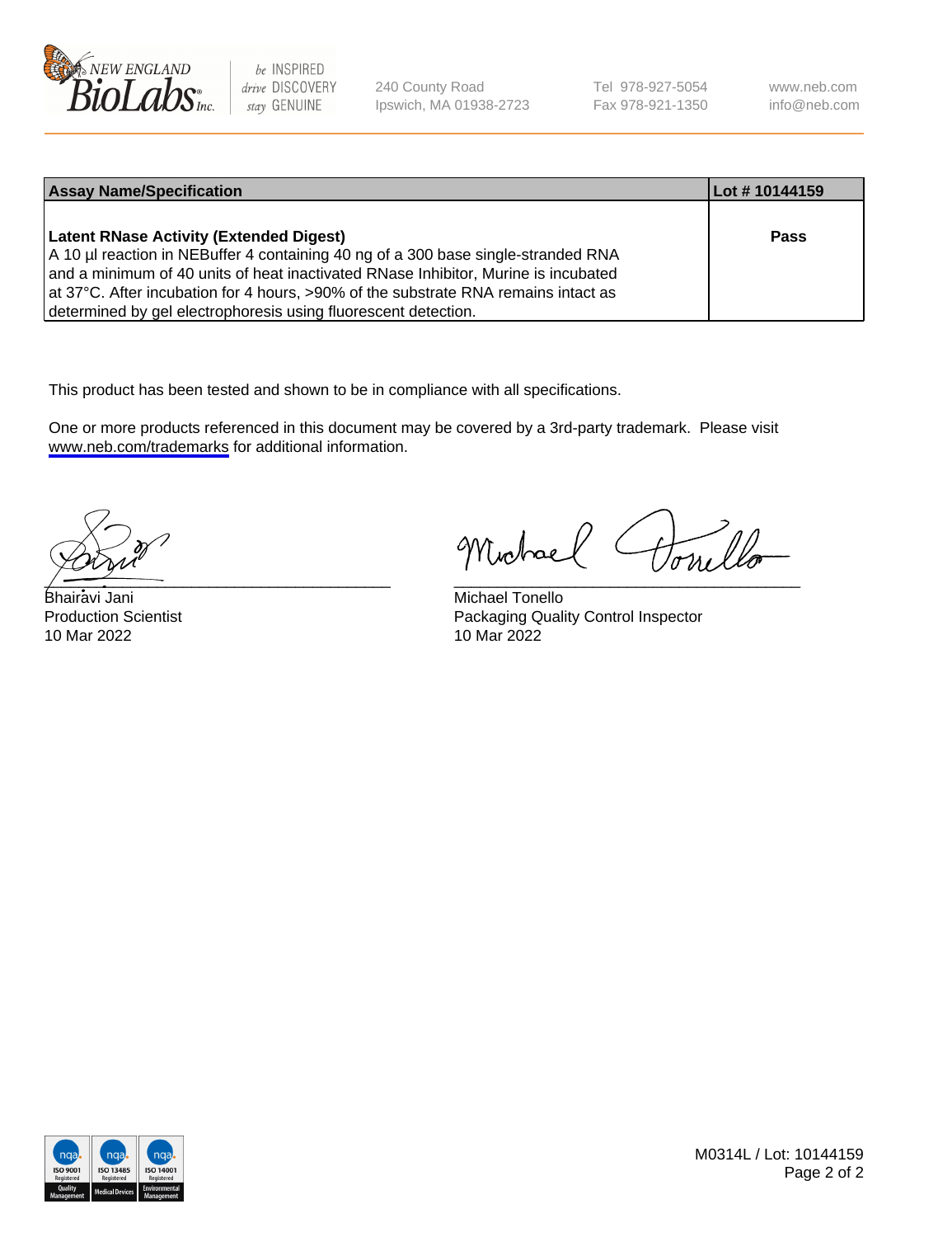| Assay Name/Specification | Lot # 10144159 |
| --- | --- |
| **Latent RNase Activity (Extended Digest)**<br>A 10 µl reaction in NEBuffer 4 containing 40 ng of a 300 base single-stranded RNA and a minimum of 40 units of heat inactivated RNase Inhibitor, Murine is incubated at 37°C. After incubation for 4 hours, >90% of the substrate RNA remains intact as determined by gel electrophoresis using fluorescent detection. | **Pass** |

This product has been tested and shown to be in compliance with all specifications.

One or more products referenced in this document may be covered by a 3rd-party trademark. Please visit www.neb.com/trademarks for additional information.

Bhairavi Jani
Production Scientist
10 Mar 2022

Michael Tonello
Packaging Quality Control Inspector
10 Mar 2022

M0314L / Lot: 10144159